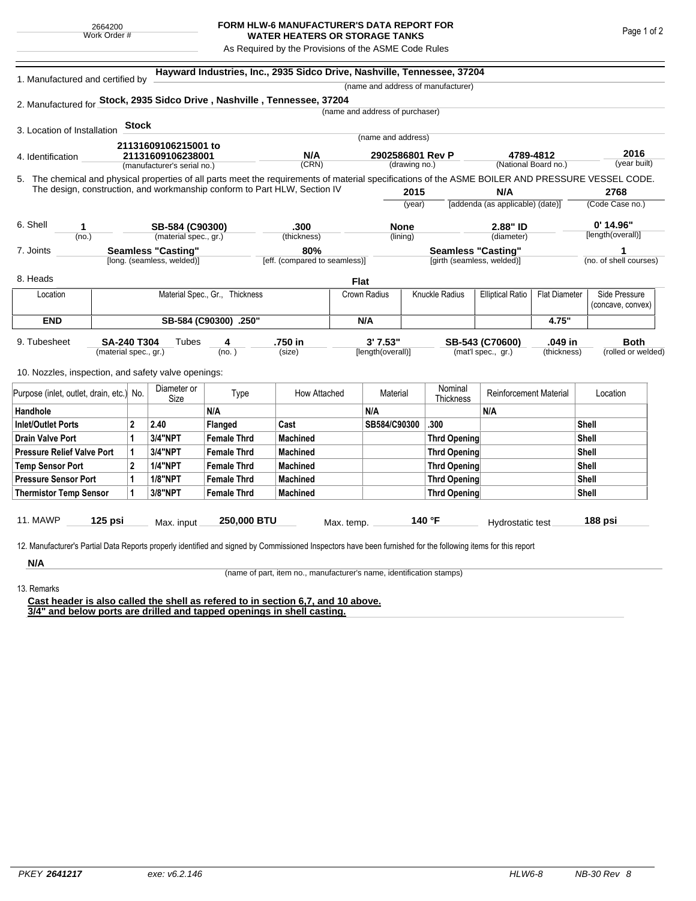2664200
Work Order #

# FORM HLW-6 MANUFACTURER'S DATA REPORT FOR WATER HEATERS OR STORAGE TANKS

As Required by the Provisions of the ASME Code Rules

1. Manufactured and certified by **Hayward Industries, Inc., 2935 Sidco Drive, Nashville, Tennessee, 37204**
(name and address of manufacturer)

2. Manufactured for **Stock, 2935 Sidco Drive , Nashville , Tennessee, 37204**
(name and address of purchaser)

3. Location of Installation **Stock**
(name and address)

4. Identification **21131609106215001 to 21131609106238001** (manufacturer's serial no.) **N/A** (CRN) **2902586801 Rev P** (drawing no.) **4789-4812** (National Board no.) **2016** (year built)

5. The chemical and physical properties of all parts meet the requirements of material specifications of the ASME BOILER AND PRESSURE VESSEL CODE. The design, construction, and workmanship conform to Part HLW, Section IV **2015** (year) **N/A** [addenda (as applicable) (date)] **2768** (Code Case no.)

6. Shell **1** (no.) **SB-584 (C90300)** (material spec., gr.) **.300** (thickness) **None** (lining) **2.88" ID** (diameter) **0' 14.96"** [length(overall)]

7. Joints **Seamless "Casting"** [long. (seamless, welded)] **80%** [eff. (compared to seamless)] **Seamless "Casting"** [girth (seamless, welded)] **1** (no. of shell courses)

8. Heads **Flat**

| Location | Material Spec., Gr., Thickness | Crown Radius | Knuckle Radius | Elliptical Ratio | Flat Diameter | Side Pressure (concave, convex) |
|---|---|---|---|---|---|---|
| **END** | **SB-584 (C90300) .250"** | **N/A** | | | **4.75"** | |

9. Tubesheet **SA-240 T304** (material spec., gr.) Tubes **4** (no.) **.750 in** (size) **3' 7.53"** [length(overall)] **SB-543 (C70600)** (mat'l spec., gr.) **.049 in** (thickness) **Both** (rolled or welded)

10. Nozzles, inspection, and safety valve openings:

| Purpose (inlet, outlet, drain, etc.) | No. | Diameter or Size | Type | How Attached | Material | Nominal Thickness | Reinforcement Material | Location |
|---|---|---|---|---|---|---|---|---|
| **Handhole** | | | **N/A** | | **N/A** | | **N/A** | |
| **Inlet/Outlet Ports** | **2** | **2.40** | **Flanged** | **Cast** | **SB584/C90300** | **.300** | | **Shell** |
| **Drain Valve Port** | **1** | **3/4"NPT** | **Female Thrd** | **Machined** | | **Thrd Opening** | | **Shell** |
| **Pressure Relief Valve Port** | **1** | **3/4"NPT** | **Female Thrd** | **Machined** | | **Thrd Opening** | | **Shell** |
| **Temp Sensor Port** | **2** | **1/4"NPT** | **Female Thrd** | **Machined** | | **Thrd Opening** | | **Shell** |
| **Pressure Sensor Port** | **1** | **1/8"NPT** | **Female Thrd** | **Machined** | | **Thrd Opening** | | **Shell** |
| **Thermistor Temp Sensor** | **1** | **3/8"NPT** | **Female Thrd** | **Machined** | | **Thrd Opening** | | **Shell** |

11. MAWP **125 psi** Max. input **250,000 BTU** Max. temp. **140 °F** Hydrostatic test **188 psi**

12. Manufacturer's Partial Data Reports properly identified and signed by Commissioned Inspectors have been furnished for the following items for this report

**N/A**
(name of part, item no., manufacturer's name, identification stamps)

13. Remarks

**Cast header is also called the shell as refered to in section 6,7, and 10 above.**
**3/4" and below ports are drilled and tapped openings in shell casting.**

PKEY **2641217** exe: v6.2.146 HLW6-8 NB-30 Rev 8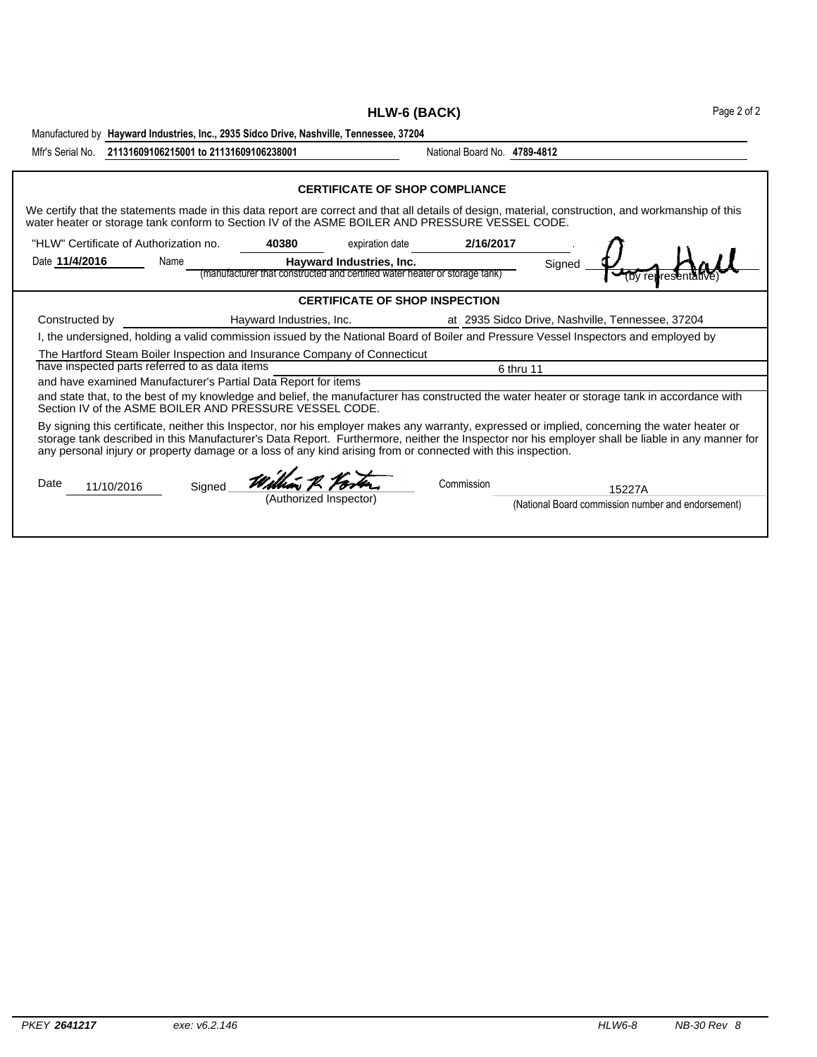# HLW-6 (BACK)

Manufactured by **Hayward Industries, Inc., 2935 Sidco Drive, Nashville, Tennessee, 37204**

Mfr's Serial No. **21131609106215001 to 21131609106238001** National Board No. **4789-4812**

## CERTIFICATE OF SHOP COMPLIANCE

We certify that the statements made in this data report are correct and that all details of design, material, construction, and workmanship of this water heater or storage tank conform to Section IV of the ASME BOILER AND PRESSURE VESSEL CODE.

"HLW" Certificate of Authorization no. **40380** expiration date **2/16/2017**.

Date **11/4/2016** Name **Hayward Industries, Inc.** (manufacturer that constructed and certified water heater or storage tank) Signed Perry Hall (by representative)

## CERTIFICATE OF SHOP INSPECTION

Constructed by Hayward Industries, Inc. at 2935 Sidco Drive, Nashville, Tennessee, 37204

I, the undersigned, holding a valid commission issued by the National Board of Boiler and Pressure Vessel Inspectors and employed by The Hartford Steam Boiler Inspection and Insurance Company of Connecticut

have inspected parts referred to as data items 6 thru 11

and have examined Manufacturer's Partial Data Report for items

and state that, to the best of my knowledge and belief, the manufacturer has constructed the water heater or storage tank in accordance with Section IV of the ASME BOILER AND PRESSURE VESSEL CODE.

By signing this certificate, neither this Inspector, nor his employer makes any warranty, expressed or implied, concerning the water heater or storage tank described in this Manufacturer's Data Report. Furthermore, neither the Inspector nor his employer shall be liable in any manner for any personal injury or property damage or a loss of any kind arising from or connected with this inspection.

Date 11/10/2016 Signed William R. Foster (Authorized Inspector) Commission 15227A (National Board commission number and endorsement)

PKEY **2641217** exe: v6.2.146 HLW6-8 NB-30 Rev 8